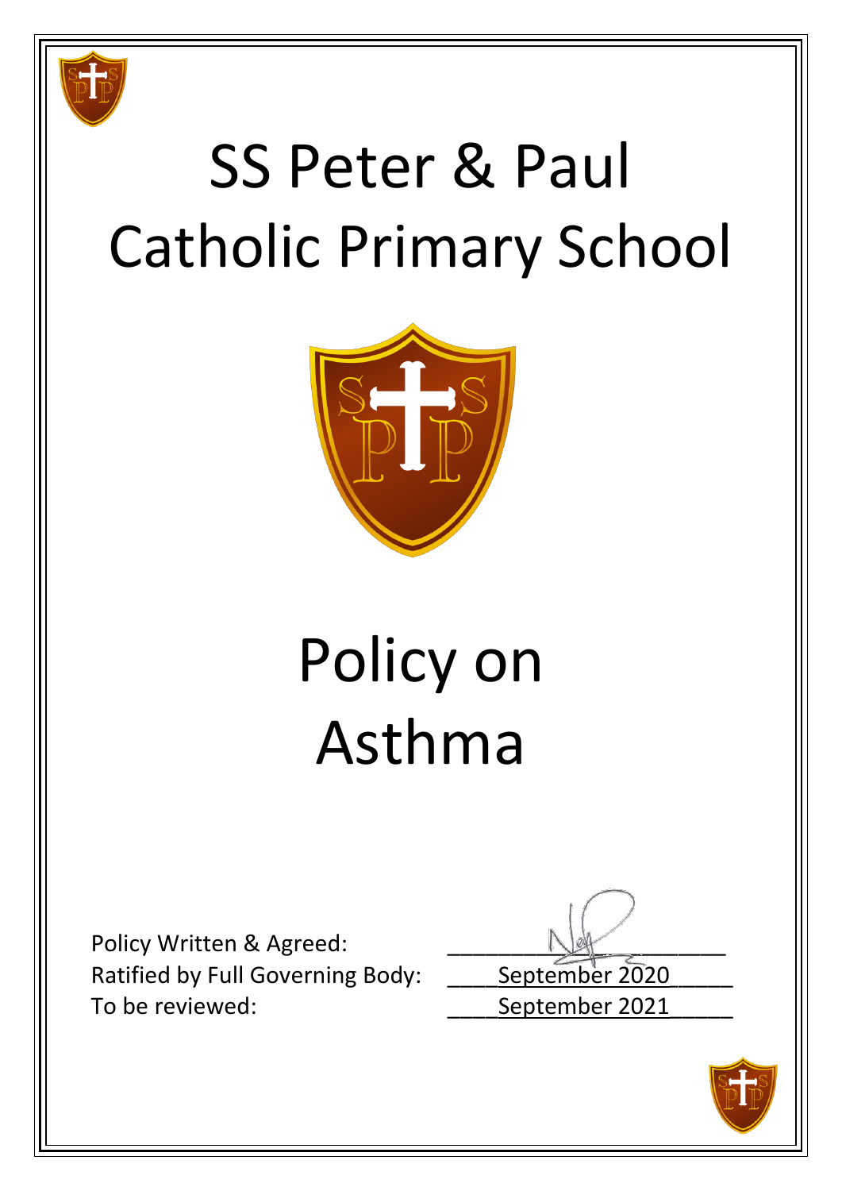# SS Peter & Paul Catholic Primary School

# Policy on Asthma

Policy Written & Agreed: ____________________

Ratified by Full Governing Body: September 2020

To be reviewed: September 2021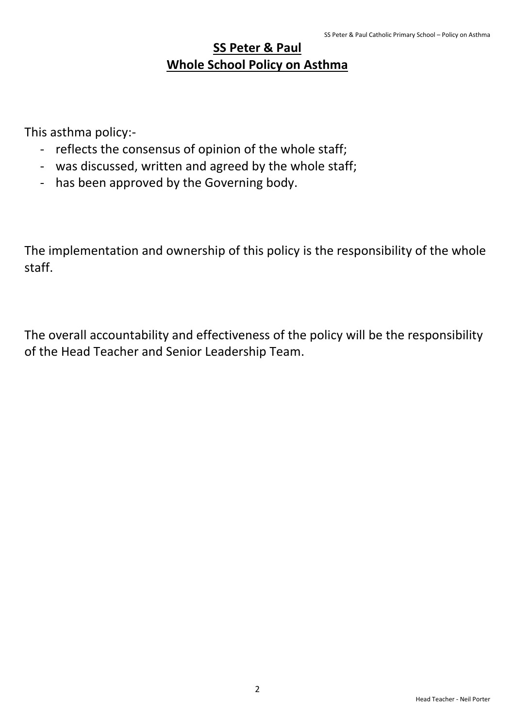# SS Peter & Paul
## Whole School Policy on Asthma

This asthma policy:-

- reflects the consensus of opinion of the whole staff;
- was discussed, written and agreed by the whole staff;
- has been approved by the Governing body.

The implementation and ownership of this policy is the responsibility of the whole staff.

The overall accountability and effectiveness of the policy will be the responsibility of the Head Teacher and Senior Leadership Team.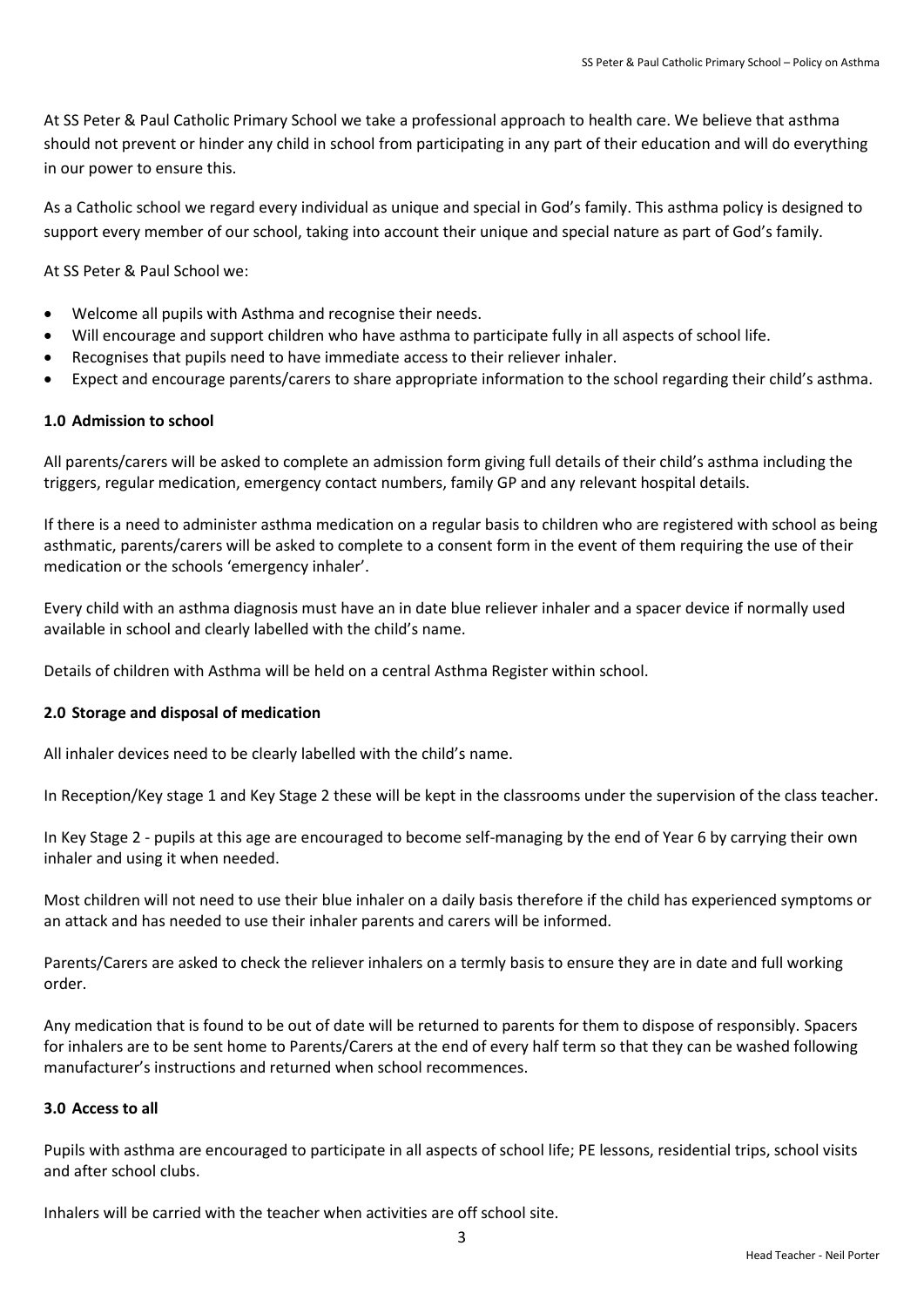At SS Peter & Paul Catholic Primary School we take a professional approach to health care. We believe that asthma should not prevent or hinder any child in school from participating in any part of their education and will do everything in our power to ensure this.

As a Catholic school we regard every individual as unique and special in God's family. This asthma policy is designed to support every member of our school, taking into account their unique and special nature as part of God's family.

At SS Peter & Paul School we:

- Welcome all pupils with Asthma and recognise their needs.
- Will encourage and support children who have asthma to participate fully in all aspects of school life.
- Recognises that pupils need to have immediate access to their reliever inhaler.
- Expect and encourage parents/carers to share appropriate information to the school regarding their child's asthma.

### 1.0 Admission to school

All parents/carers will be asked to complete an admission form giving full details of their child's asthma including the triggers, regular medication, emergency contact numbers, family GP and any relevant hospital details.

If there is a need to administer asthma medication on a regular basis to children who are registered with school as being asthmatic, parents/carers will be asked to complete to a consent form in the event of them requiring the use of their medication or the schools 'emergency inhaler'.

Every child with an asthma diagnosis must have an in date blue reliever inhaler and a spacer device if normally used available in school and clearly labelled with the child's name.

Details of children with Asthma will be held on a central Asthma Register within school.

### 2.0 Storage and disposal of medication

All inhaler devices need to be clearly labelled with the child's name.

In Reception/Key stage 1 and Key Stage 2 these will be kept in the classrooms under the supervision of the class teacher.

In Key Stage 2 - pupils at this age are encouraged to become self-managing by the end of Year 6 by carrying their own inhaler and using it when needed.

Most children will not need to use their blue inhaler on a daily basis therefore if the child has experienced symptoms or an attack and has needed to use their inhaler parents and carers will be informed.

Parents/Carers are asked to check the reliever inhalers on a termly basis to ensure they are in date and full working order.

Any medication that is found to be out of date will be returned to parents for them to dispose of responsibly. Spacers for inhalers are to be sent home to Parents/Carers at the end of every half term so that they can be washed following manufacturer's instructions and returned when school recommences.

### 3.0 Access to all

Pupils with asthma are encouraged to participate in all aspects of school life; PE lessons, residential trips, school visits and after school clubs.

Inhalers will be carried with the teacher when activities are off school site.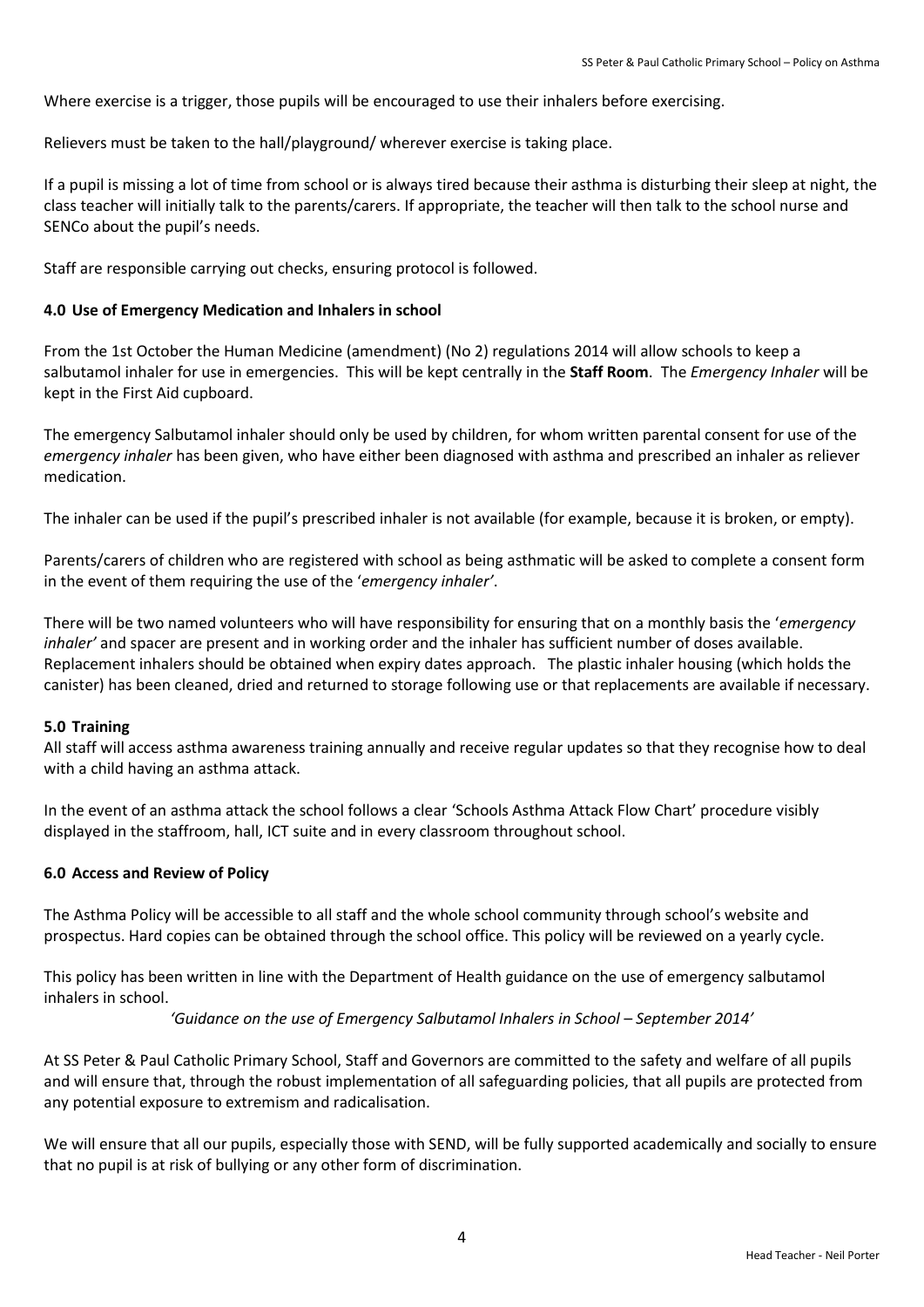Where exercise is a trigger, those pupils will be encouraged to use their inhalers before exercising.

Relievers must be taken to the hall/playground/ wherever exercise is taking place.

If a pupil is missing a lot of time from school or is always tired because their asthma is disturbing their sleep at night, the class teacher will initially talk to the parents/carers. If appropriate, the teacher will then talk to the school nurse and SENCo about the pupil's needs.

Staff are responsible carrying out checks, ensuring protocol is followed.

### 4.0 Use of Emergency Medication and Inhalers in school

From the 1st October the Human Medicine (amendment) (No 2) regulations 2014 will allow schools to keep a salbutamol inhaler for use in emergencies. This will be kept centrally in the **Staff Room**. The *Emergency Inhaler* will be kept in the First Aid cupboard.

The emergency Salbutamol inhaler should only be used by children, for whom written parental consent for use of the *emergency inhaler* has been given, who have either been diagnosed with asthma and prescribed an inhaler as reliever medication.

The inhaler can be used if the pupil's prescribed inhaler is not available (for example, because it is broken, or empty).

Parents/carers of children who are registered with school as being asthmatic will be asked to complete a consent form in the event of them requiring the use of the '*emergency inhaler'*.

There will be two named volunteers who will have responsibility for ensuring that on a monthly basis the '*emergency inhaler'* and spacer are present and in working order and the inhaler has sufficient number of doses available. Replacement inhalers should be obtained when expiry dates approach. The plastic inhaler housing (which holds the canister) has been cleaned, dried and returned to storage following use or that replacements are available if necessary.

### 5.0 Training

All staff will access asthma awareness training annually and receive regular updates so that they recognise how to deal with a child having an asthma attack.

In the event of an asthma attack the school follows a clear 'Schools Asthma Attack Flow Chart' procedure visibly displayed in the staffroom, hall, ICT suite and in every classroom throughout school.

### 6.0 Access and Review of Policy

The Asthma Policy will be accessible to all staff and the whole school community through school's website and prospectus. Hard copies can be obtained through the school office. This policy will be reviewed on a yearly cycle.

This policy has been written in line with the Department of Health guidance on the use of emergency salbutamol inhalers in school.

*'Guidance on the use of Emergency Salbutamol Inhalers in School – September 2014'*

At SS Peter & Paul Catholic Primary School, Staff and Governors are committed to the safety and welfare of all pupils and will ensure that, through the robust implementation of all safeguarding policies, that all pupils are protected from any potential exposure to extremism and radicalisation.

We will ensure that all our pupils, especially those with SEND, will be fully supported academically and socially to ensure that no pupil is at risk of bullying or any other form of discrimination.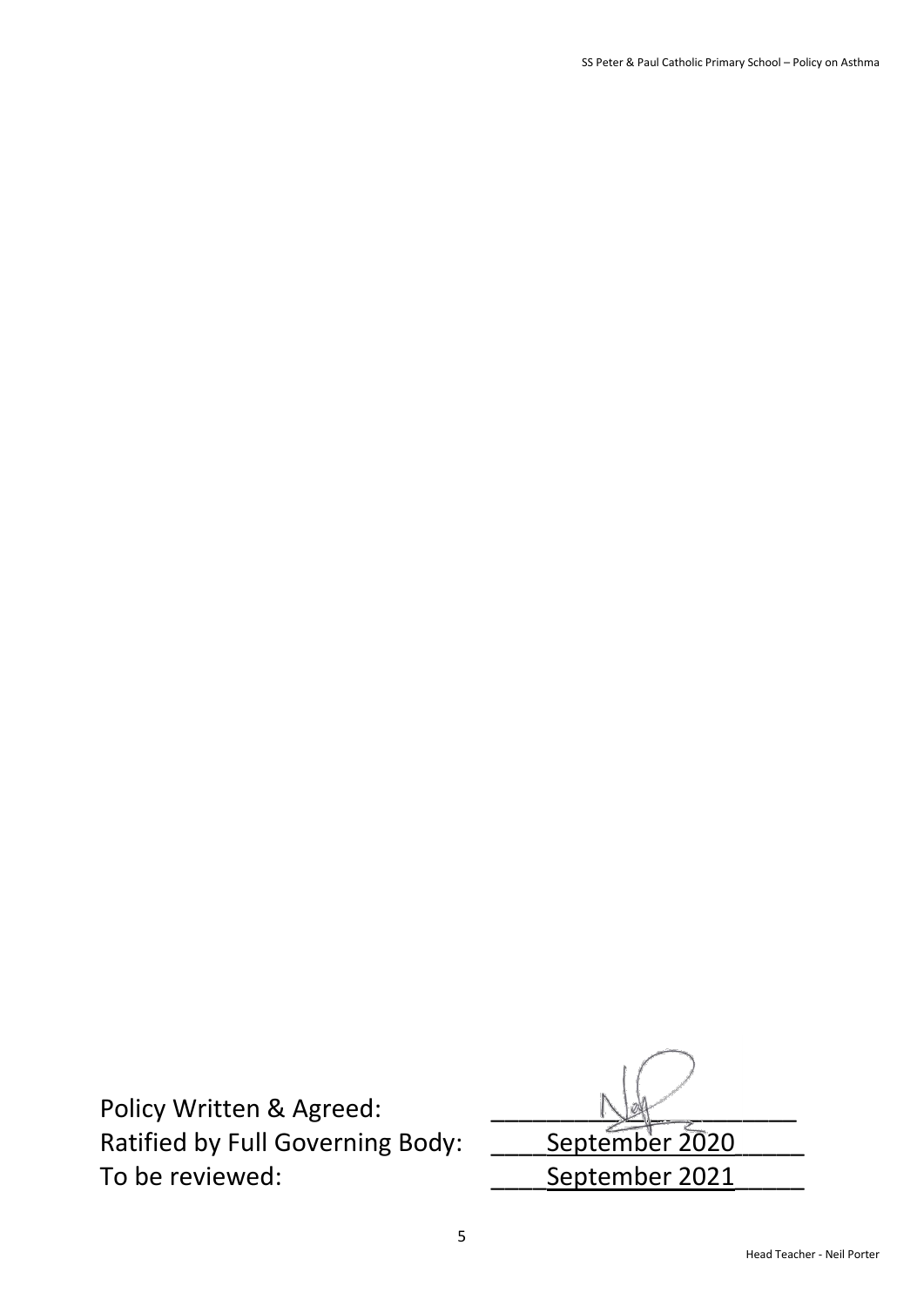Policy Written & Agreed: ____________________

Ratified by Full Governing Body: ____September 2020_____

To be reviewed: ____September 2021_____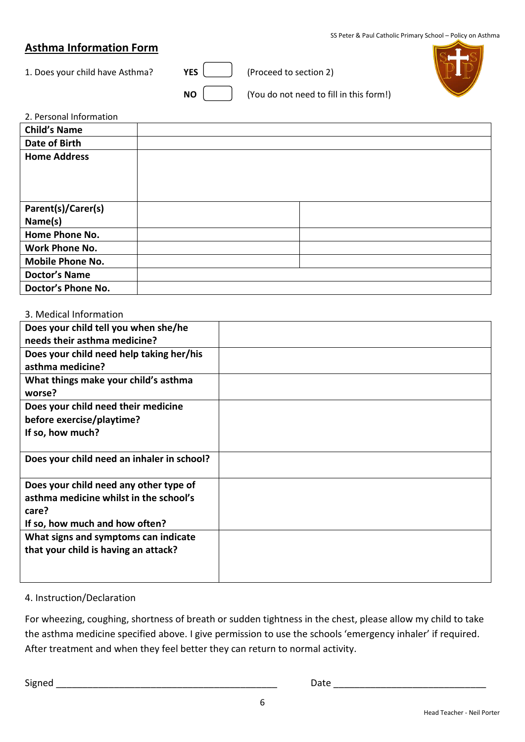## Asthma Information Form

1. Does your child have Asthma?

**YES** ☐ (Proceed to section 2)

**NO** ☐ (You do not need to fill in this form!)

2. Personal Information

| **Child's Name** | | |
|---|---|---|
| **Date of Birth** | | |
| **Home Address** | | |
| **Parent(s)/Carer(s) Name(s)** | | |
| **Home Phone No.** | | |
| **Work Phone No.** | | |
| **Mobile Phone No.** | | |
| **Doctor's Name** | | |
| **Doctor's Phone No.** | | |

3. Medical Information

| **Does your child tell you when she/he needs their asthma medicine?** | |
|---|---|
| **Does your child need help taking her/his asthma medicine?** | |
| **What things make your child's asthma worse?** | |
| **Does your child need their medicine before exercise/playtime? If so, how much?** | |
| **Does your child need an inhaler in school?** | |
| **Does your child need any other type of asthma medicine whilst in the school's care? If so, how much and how often?** | |
| **What signs and symptoms can indicate that your child is having an attack?** | |

4. Instruction/Declaration

For wheezing, coughing, shortness of breath or sudden tightness in the chest, please allow my child to take the asthma medicine specified above. I give permission to use the schools 'emergency inhaler' if required. After treatment and when they feel better they can return to normal activity.

Signed ____________________________________________ Date ______________________________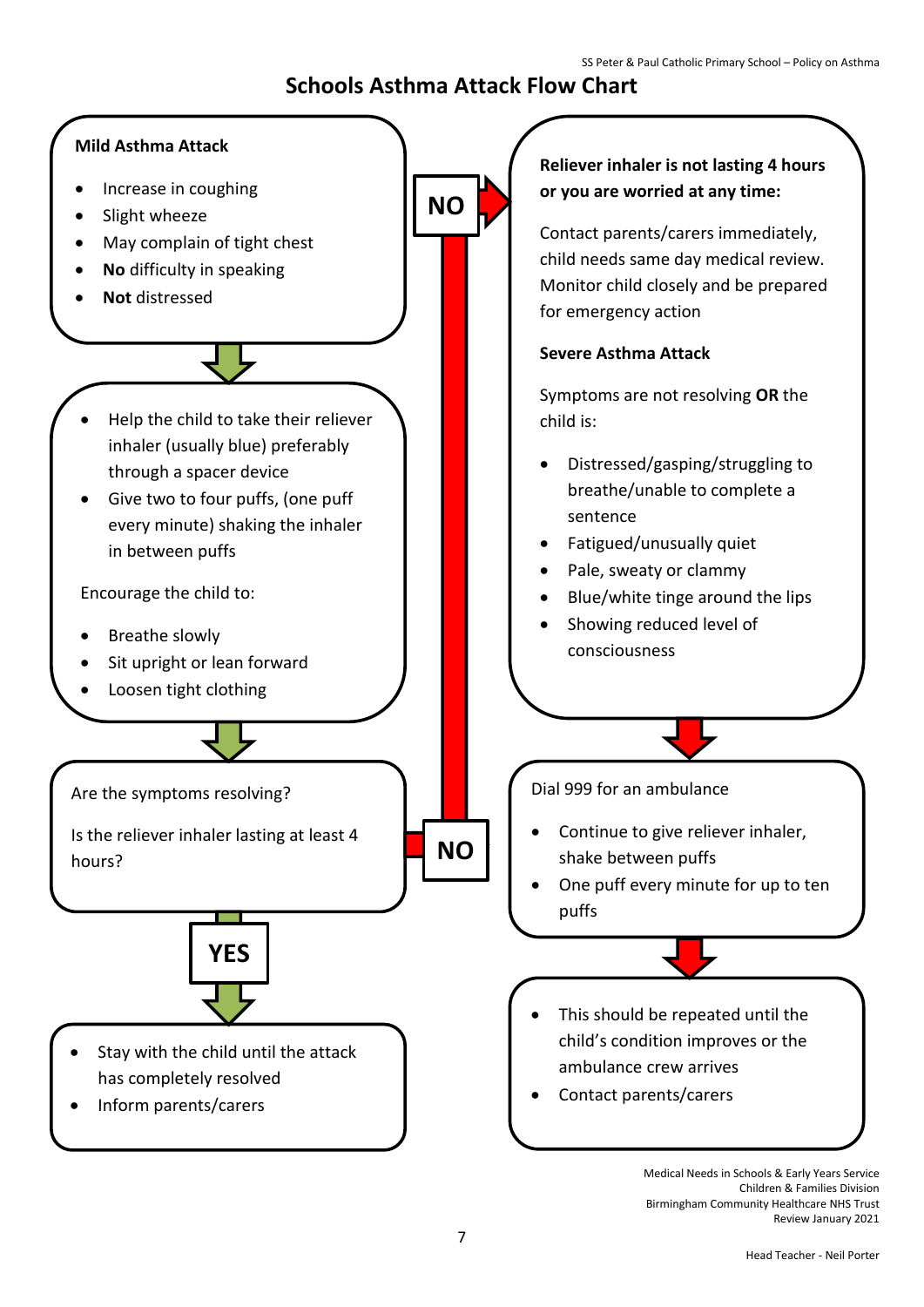# Schools Asthma Attack Flow Chart

**Mild Asthma Attack**

- Increase in coughing
- Slight wheeze
- May complain of tight chest
- **No** difficulty in speaking
- **Not** distressed

---

- Help the child to take their reliever inhaler (usually blue) preferably through a spacer device
- Give two to four puffs, (one puff every minute) shaking the inhaler in between puffs

Encourage the child to:

- Breathe slowly
- Sit upright or lean forward
- Loosen tight clothing

---

Are the symptoms resolving?

Is the reliever inhaler lasting at least 4 hours?

**YES**

- Stay with the child until the attack has completely resolved
- Inform parents/carers

**NO**

---

**Reliever inhaler is not lasting 4 hours or you are worried at any time:**

Contact parents/carers immediately, child needs same day medical review. Monitor child closely and be prepared for emergency action

**Severe Asthma Attack**

Symptoms are not resolving **OR** the child is:

- Distressed/gasping/struggling to breathe/unable to complete a sentence
- Fatigued/unusually quiet
- Pale, sweaty or clammy
- Blue/white tinge around the lips
- Showing reduced level of consciousness

---

Dial 999 for an ambulance

- Continue to give reliever inhaler, shake between puffs
- One puff every minute for up to ten puffs

---

- This should be repeated until the child's condition improves or the ambulance crew arrives
- Contact parents/carers

Medical Needs in Schools & Early Years Service
Children & Families Division
Birmingham Community Healthcare NHS Trust
Review January 2021